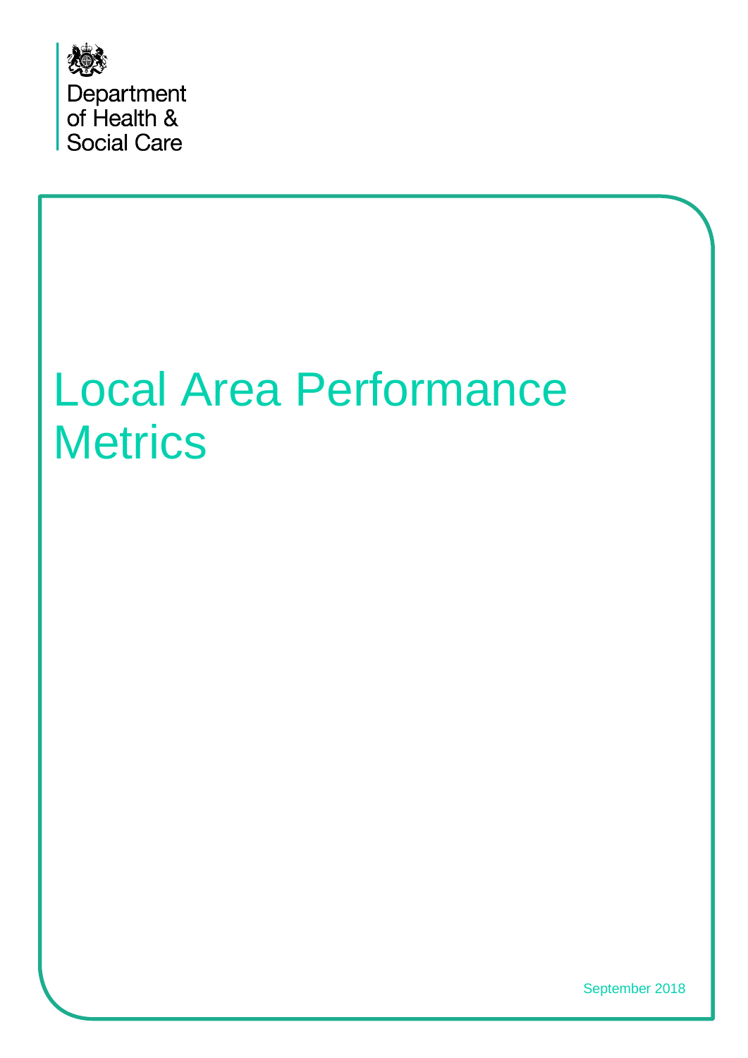Department of Health & Social Care

# Local Area Performance Metrics

September 2018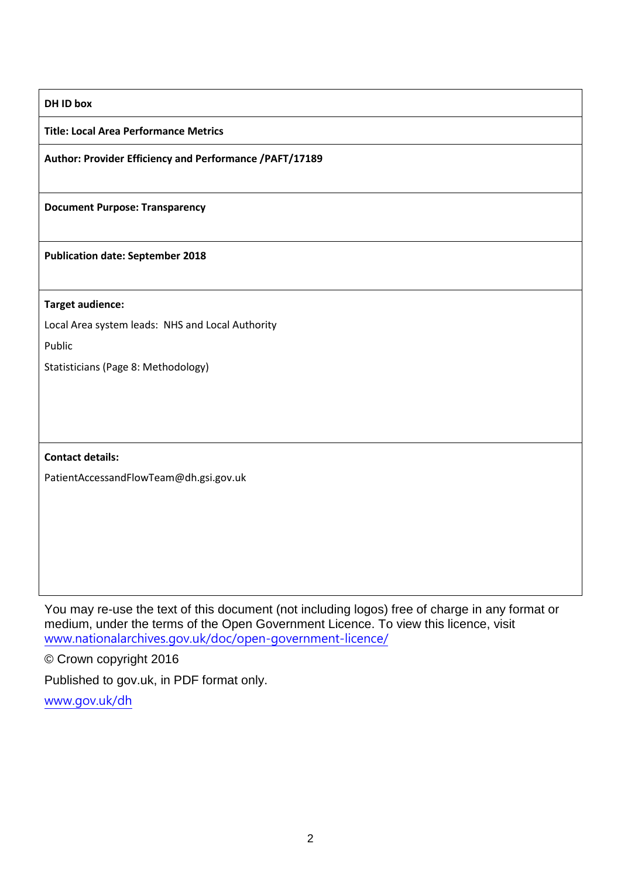**DH ID box**

**Title: Local Area Performance Metrics**

**Author: Provider Efficiency and Performance /PAFT/17189**

**Document Purpose: Transparency**

**Publication date: September 2018**

**Target audience:**

Local Area system leads: NHS and Local Authority

Public

Statisticians (Page 8: Methodology)

**Contact details:**

PatientAccessandFlowTeam@dh.gsi.gov.uk

You may re-use the text of this document (not including logos) free of charge in any format or medium, under the terms of the Open Government Licence. To view this licence, visit www.nationalarchives.gov.uk/doc/open-government-licence/

© Crown copyright 2016

Published to gov.uk, in PDF format only.

www.gov.uk/dh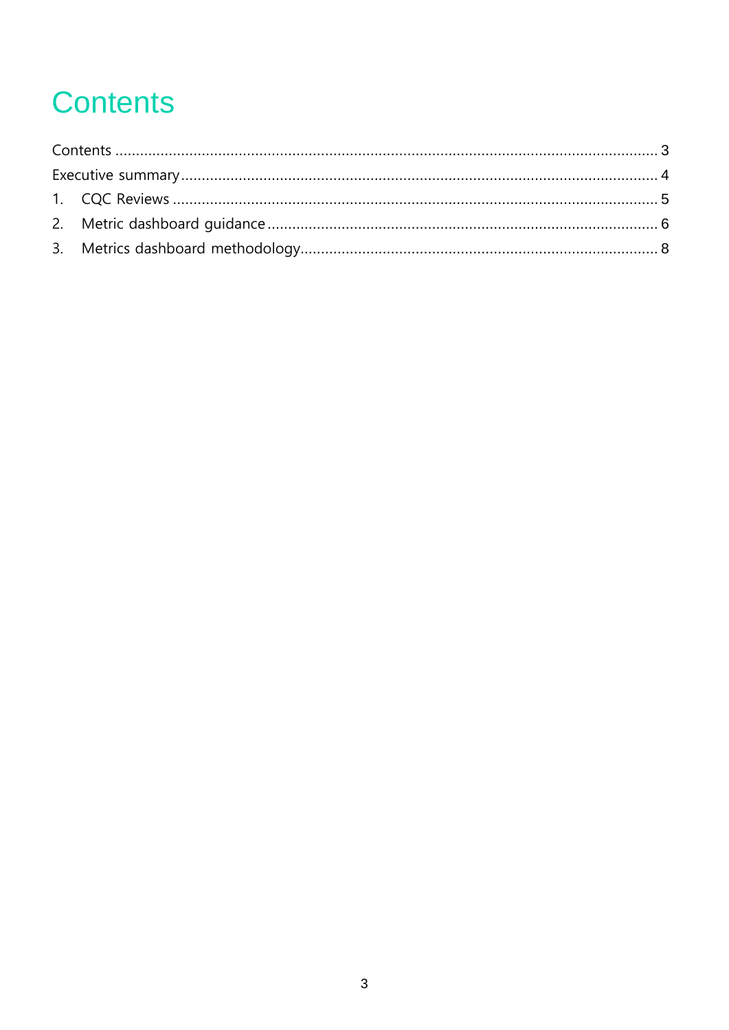# Contents

Contents ........................................................................................................................ 3
Executive summary ........................................................................................................ 4
1. CQC Reviews ............................................................................................................ 5
2. Metric dashboard guidance ...................................................................................... 6
3. Metrics dashboard methodology .............................................................................. 8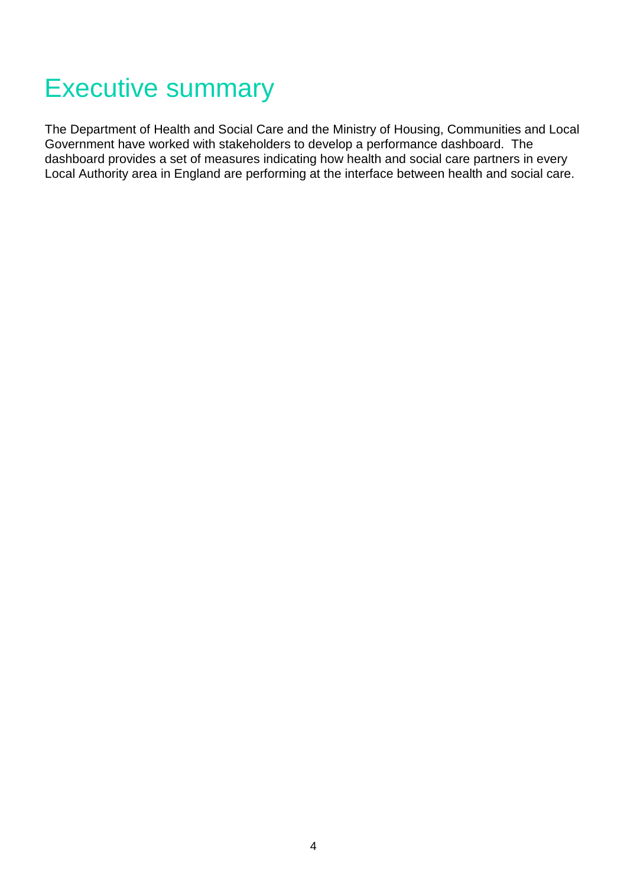# Executive summary

The Department of Health and Social Care and the Ministry of Housing, Communities and Local Government have worked with stakeholders to develop a performance dashboard. The dashboard provides a set of measures indicating how health and social care partners in every Local Authority area in England are performing at the interface between health and social care.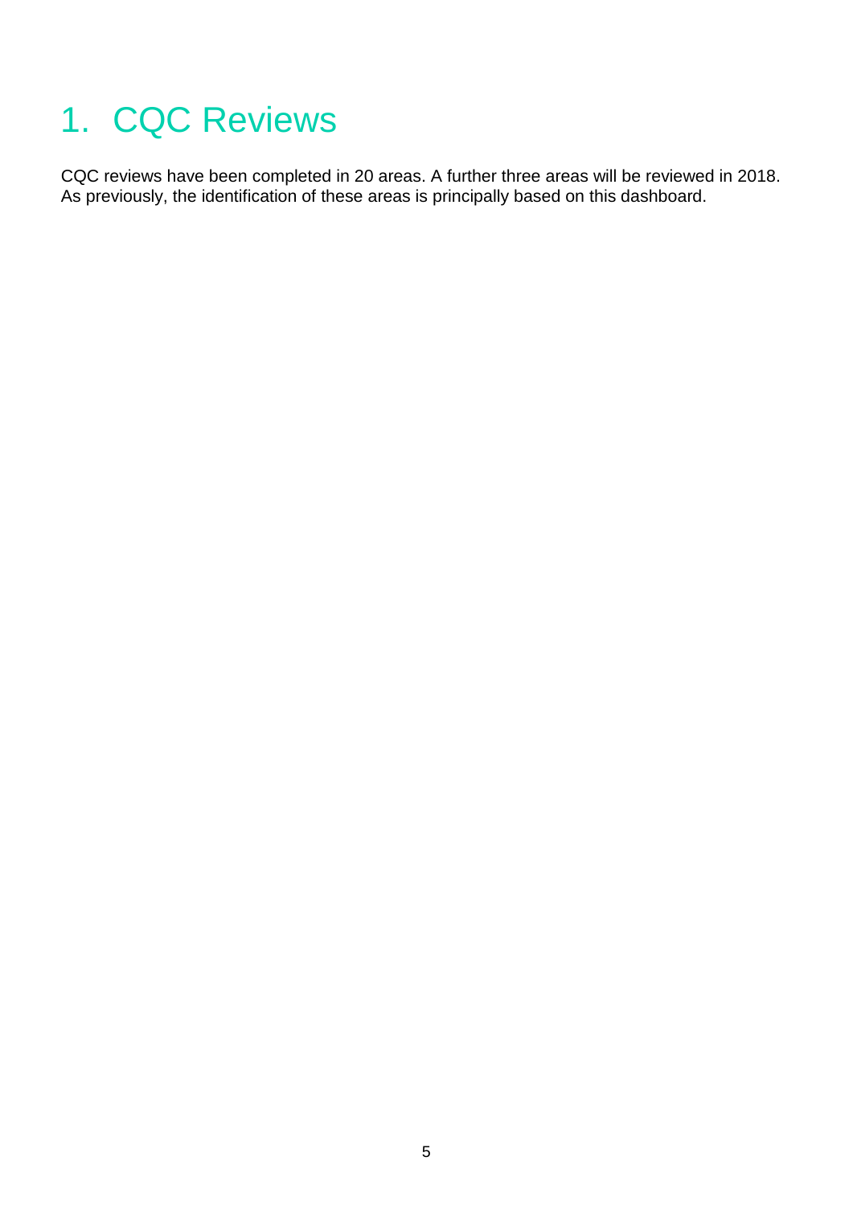# 1. CQC Reviews

CQC reviews have been completed in 20 areas. A further three areas will be reviewed in 2018. As previously, the identification of these areas is principally based on this dashboard.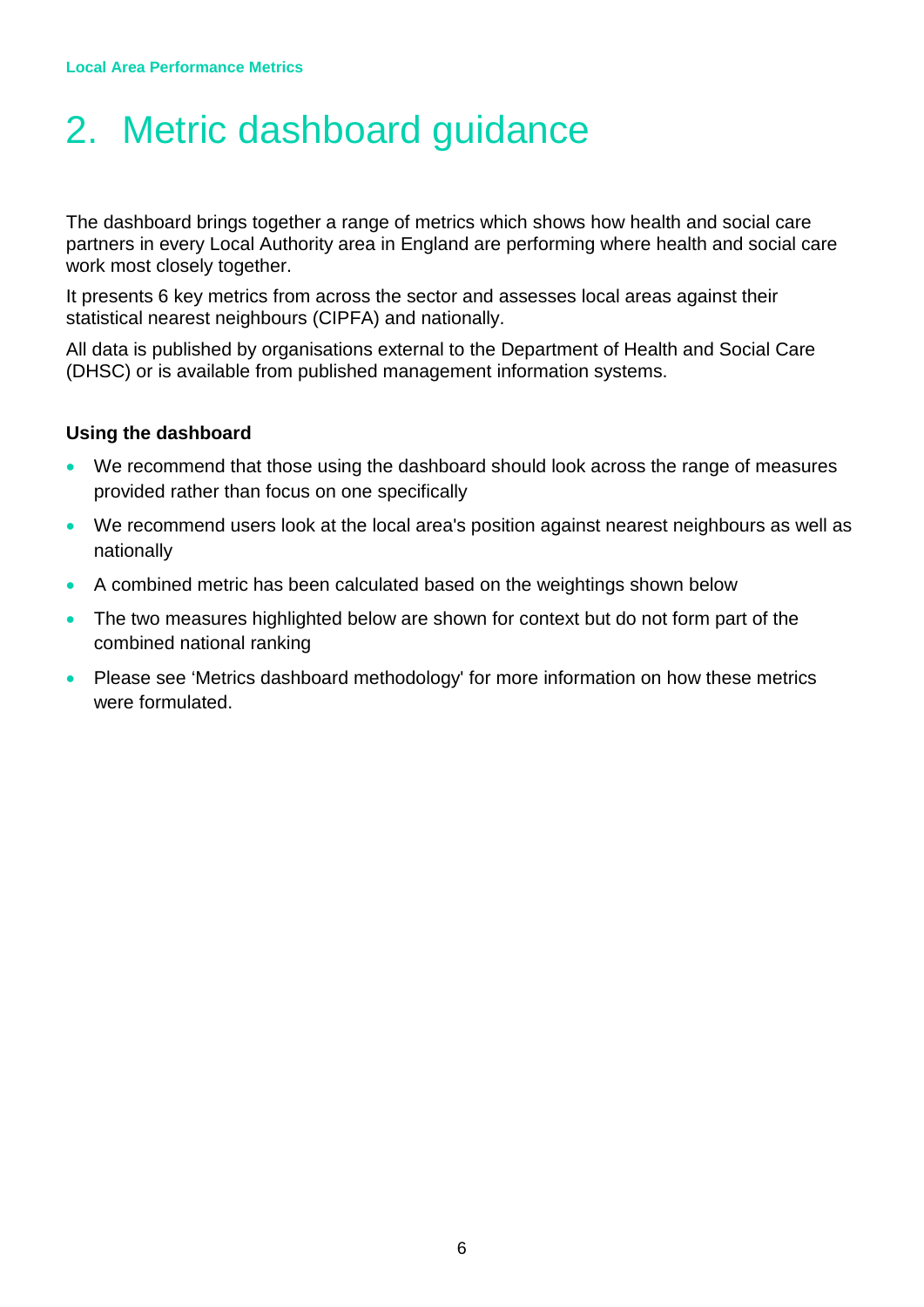# 2. Metric dashboard guidance

The dashboard brings together a range of metrics which shows how health and social care partners in every Local Authority area in England are performing where health and social care work most closely together.

It presents 6 key metrics from across the sector and assesses local areas against their statistical nearest neighbours (CIPFA) and nationally.

All data is published by organisations external to the Department of Health and Social Care (DHSC) or is available from published management information systems.

**Using the dashboard**

- We recommend that those using the dashboard should look across the range of measures provided rather than focus on one specifically
- We recommend users look at the local area's position against nearest neighbours as well as nationally
- A combined metric has been calculated based on the weightings shown below
- The two measures highlighted below are shown for context but do not form part of the combined national ranking
- Please see 'Metrics dashboard methodology' for more information on how these metrics were formulated.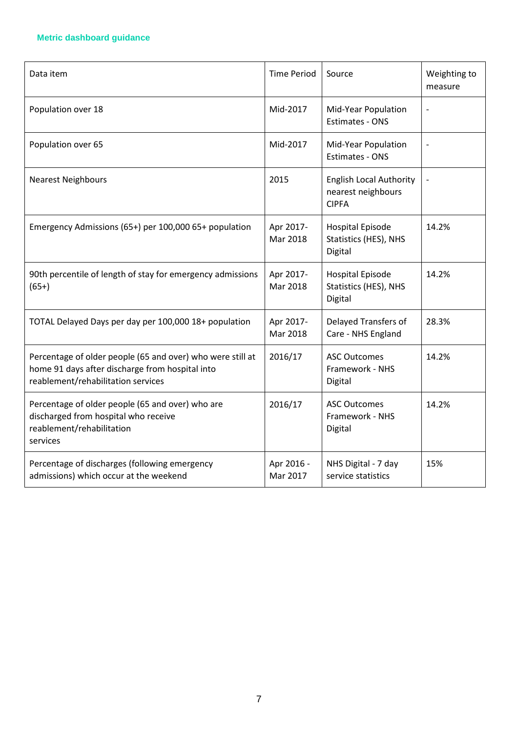### Metric dashboard guidance

| Data item | Time Period | Source | Weighting to measure |
| --- | --- | --- | --- |
| Population over 18 | Mid-2017 | Mid-Year Population Estimates - ONS | - |
| Population over 65 | Mid-2017 | Mid-Year Population Estimates - ONS | - |
| Nearest Neighbours | 2015 | English Local Authority nearest neighbours CIPFA | - |
| Emergency Admissions (65+) per 100,000 65+ population | Apr 2017-Mar 2018 | Hospital Episode Statistics (HES), NHS Digital | 14.2% |
| 90th percentile of length of stay for emergency admissions (65+) | Apr 2017-Mar 2018 | Hospital Episode Statistics (HES), NHS Digital | 14.2% |
| TOTAL Delayed Days per day per 100,000 18+ population | Apr 2017-Mar 2018 | Delayed Transfers of Care - NHS England | 28.3% |
| Percentage of older people (65 and over) who were still at home 91 days after discharge from hospital into reablement/rehabilitation services | 2016/17 | ASC Outcomes Framework - NHS Digital | 14.2% |
| Percentage of older people (65 and over) who are discharged from hospital who receive reablement/rehabilitation services | 2016/17 | ASC Outcomes Framework - NHS Digital | 14.2% |
| Percentage of discharges (following emergency admissions) which occur at the weekend | Apr 2016 - Mar 2017 | NHS Digital - 7 day service statistics | 15% |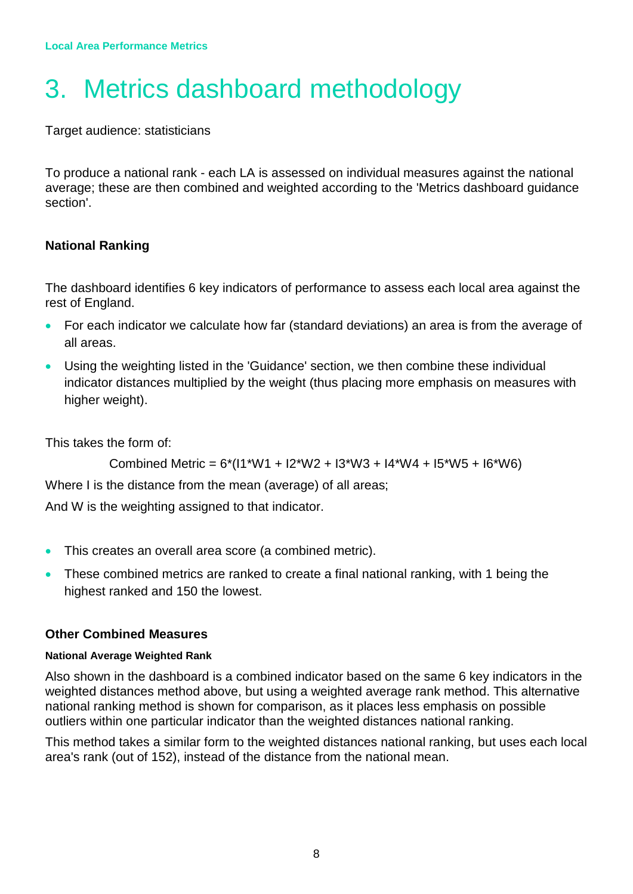# 3. Metrics dashboard methodology

Target audience: statisticians

To produce a national rank - each LA is assessed on individual measures against the national average; these are then combined and weighted according to the 'Metrics dashboard guidance section'.

## National Ranking

The dashboard identifies 6 key indicators of performance to assess each local area against the rest of England.

- For each indicator we calculate how far (standard deviations) an area is from the average of all areas.
- Using the weighting listed in the 'Guidance' section, we then combine these individual indicator distances multiplied by the weight (thus placing more emphasis on measures with higher weight).

This takes the form of:

$$\text{Combined Metric} = 6*(I1*W1 + I2*W2 + I3*W3 + I4*W4 + I5*W5 + I6*W6)$$

Where I is the distance from the mean (average) of all areas;

And W is the weighting assigned to that indicator.

- This creates an overall area score (a combined metric).
- These combined metrics are ranked to create a final national ranking, with 1 being the highest ranked and 150 the lowest.

## Other Combined Measures

### National Average Weighted Rank

Also shown in the dashboard is a combined indicator based on the same 6 key indicators in the weighted distances method above, but using a weighted average rank method. This alternative national ranking method is shown for comparison, as it places less emphasis on possible outliers within one particular indicator than the weighted distances national ranking.

This method takes a similar form to the weighted distances national ranking, but uses each local area's rank (out of 152), instead of the distance from the national mean.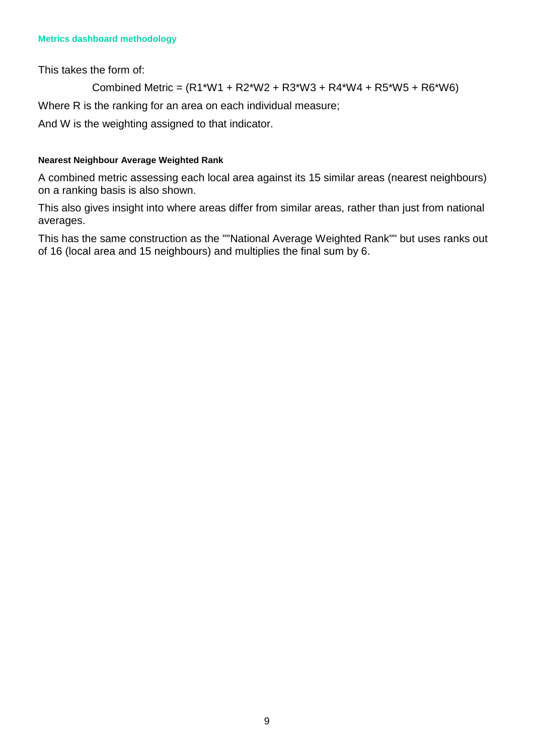This takes the form of:

$$\text{Combined Metric} = (R1*W1 + R2*W2 + R3*W3 + R4*W4 + R5*W5 + R6*W6)$$

Where R is the ranking for an area on each individual measure;

And W is the weighting assigned to that indicator.

#### Nearest Neighbour Average Weighted Rank

A combined metric assessing each local area against its 15 similar areas (nearest neighbours) on a ranking basis is also shown.

This also gives insight into where areas differ from similar areas, rather than just from national averages.

This has the same construction as the ""National Average Weighted Rank"" but uses ranks out of 16 (local area and 15 neighbours) and multiplies the final sum by 6.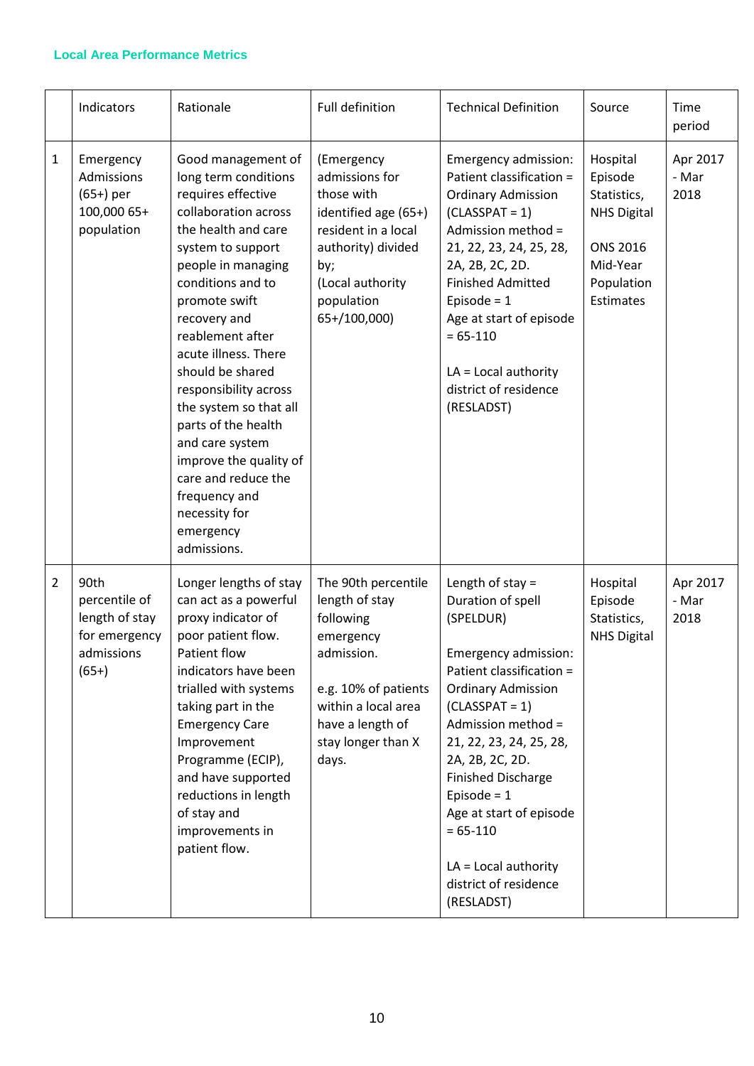### Local Area Performance Metrics

| | Indicators | Rationale | Full definition | Technical Definition | Source | Time period |
|---|---|---|---|---|---|---|
| 1 | Emergency Admissions (65+) per 100,000 65+ population | Good management of long term conditions requires effective collaboration across the health and care system to support people in managing conditions and to promote swift recovery and reablement after acute illness. There should be shared responsibility across the system so that all parts of the health and care system improve the quality of care and reduce the frequency and necessity for emergency admissions. | (Emergency admissions for those with identified age (65+) resident in a local authority) divided by; (Local authority population 65+/100,000) | Emergency admission: Patient classification = Ordinary Admission (CLASSPAT = 1) Admission method = 21, 22, 23, 24, 25, 28, 2A, 2B, 2C, 2D. Finished Admitted Episode = 1 Age at start of episode = 65-110<br><br>LA = Local authority district of residence (RESLADST) | Hospital Episode Statistics, NHS Digital<br><br>ONS 2016 Mid-Year Population Estimates | Apr 2017 - Mar 2018 |
| 2 | 90th percentile of length of stay for emergency admissions (65+) | Longer lengths of stay can act as a powerful proxy indicator of poor patient flow. Patient flow indicators have been trialled with systems taking part in the Emergency Care Improvement Programme (ECIP), and have supported reductions in length of stay and improvements in patient flow. | The 90th percentile length of stay following emergency admission.<br><br>e.g. 10% of patients within a local area have a length of stay longer than X days. | Length of stay = Duration of spell (SPELDUR)<br><br>Emergency admission: Patient classification = Ordinary Admission (CLASSPAT = 1) Admission method = 21, 22, 23, 24, 25, 28, 2A, 2B, 2C, 2D. Finished Discharge Episode = 1 Age at start of episode = 65-110<br><br>LA = Local authority district of residence (RESLADST) | Hospital Episode Statistics, NHS Digital | Apr 2017 - Mar 2018 |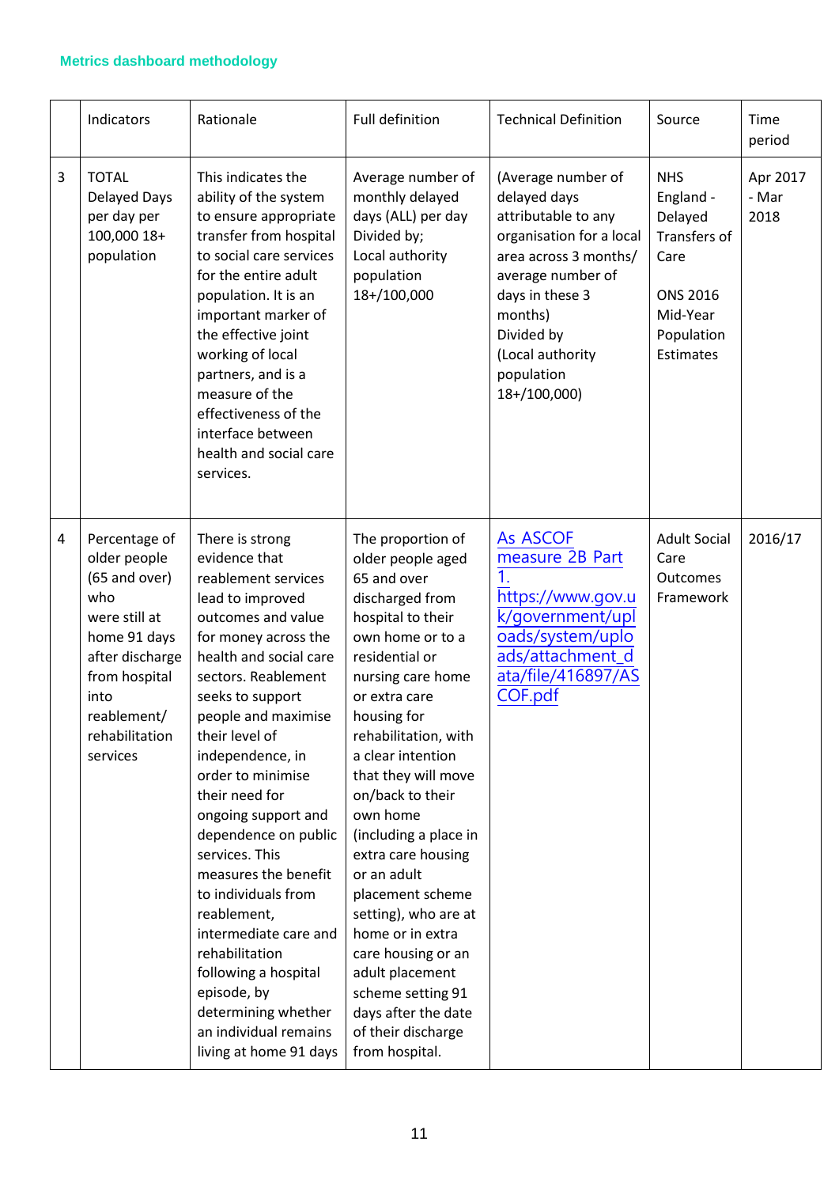Metrics dashboard methodology

| | Indicators | Rationale | Full definition | Technical Definition | Source | Time period |
|---|---|---|---|---|---|---|
| 3 | TOTAL Delayed Days per day per 100,000 18+ population | This indicates the ability of the system to ensure appropriate transfer from hospital to social care services for the entire adult population. It is an important marker of the effective joint working of local partners, and is a measure of the effectiveness of the interface between health and social care services. | Average number of monthly delayed days (ALL) per day Divided by; Local authority population 18+/100,000 | (Average number of delayed days attributable to any organisation for a local area across 3 months/ average number of days in these 3 months) Divided by (Local authority population 18+/100,000) | NHS England - Delayed Transfers of Care<br><br>ONS 2016 Mid-Year Population Estimates | Apr 2017 - Mar 2018 |
| 4 | Percentage of older people (65 and over) who were still at home 91 days after discharge from hospital into reablement/ rehabilitation services | There is strong evidence that reablement services lead to improved outcomes and value for money across the health and social care sectors. Reablement seeks to support people and maximise their level of independence, in order to minimise their need for ongoing support and dependence on public services. This measures the benefit to individuals from reablement, intermediate care and rehabilitation following a hospital episode, by determining whether an individual remains living at home 91 days | The proportion of older people aged 65 and over discharged from hospital to their own home or to a residential or nursing care home or extra care housing for rehabilitation, with a clear intention that they will move on/back to their own home (including a place in extra care housing or an adult placement scheme setting), who are at home or in extra care housing or an adult placement scheme setting 91 days after the date of their discharge from hospital. | [As ASCOF measure 2B Part 1.](https://www.gov.uk/government/uploads/system/uploads/attachment_data/file/416897/ASCOF.pdf) [https://www.gov.uk/government/uploads/system/uploads/attachment_data/file/416897/ASCOF.pdf](https://www.gov.uk/government/uploads/system/uploads/attachment_data/file/416897/ASCOF.pdf) | Adult Social Care Outcomes Framework | 2016/17 |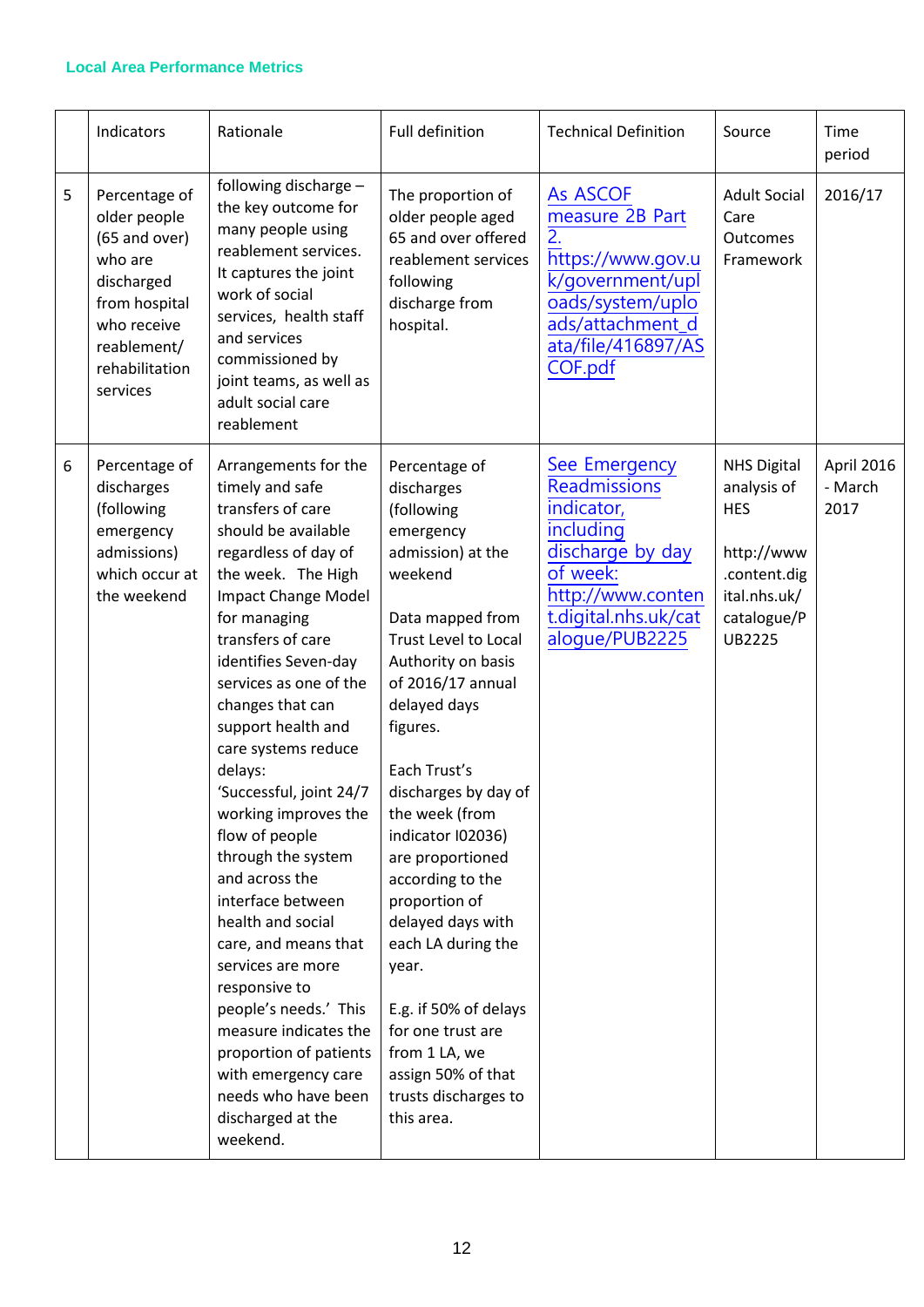#### Local Area Performance Metrics

| | Indicators | Rationale | Full definition | Technical Definition | Source | Time period |
|---|---|---|---|---|---|---|
| 5 | Percentage of older people (65 and over) who are discharged from hospital who receive reablement/ rehabilitation services | following discharge – the key outcome for many people using reablement services. It captures the joint work of social services, health staff and services commissioned by joint teams, as well as adult social care reablement | The proportion of older people aged 65 and over offered reablement services following discharge from hospital. | As ASCOF measure 2B Part 2. https://www.gov.uk/government/uploads/system/uploads/attachment_data/file/416897/ASCOF.pdf | Adult Social Care Outcomes Framework | 2016/17 |
| 6 | Percentage of discharges (following emergency admissions) which occur at the weekend | Arrangements for the timely and safe transfers of care should be available regardless of day of the week. The High Impact Change Model for managing transfers of care identifies Seven-day services as one of the changes that can support health and care systems reduce delays: 'Successful, joint 24/7 working improves the flow of people through the system and across the interface between health and social care, and means that services are more responsive to people's needs.' This measure indicates the proportion of patients with emergency care needs who have been discharged at the weekend. | Percentage of discharges (following emergency admission) at the weekend<br><br>Data mapped from Trust Level to Local Authority on basis of 2016/17 annual delayed days figures.<br><br>Each Trust's discharges by day of the week (from indicator I02036) are proportioned according to the proportion of delayed days with each LA during the year.<br><br>E.g. if 50% of delays for one trust are from 1 LA, we assign 50% of that trusts discharges to this area. | See Emergency Readmissions indicator, including discharge by day of week: http://www.content.digital.nhs.uk/catalogue/PUB22225 | NHS Digital analysis of HES<br><br>http://www.content.digital.nhs.uk/catalogue/PUB2225 | April 2016 - March 2017 |